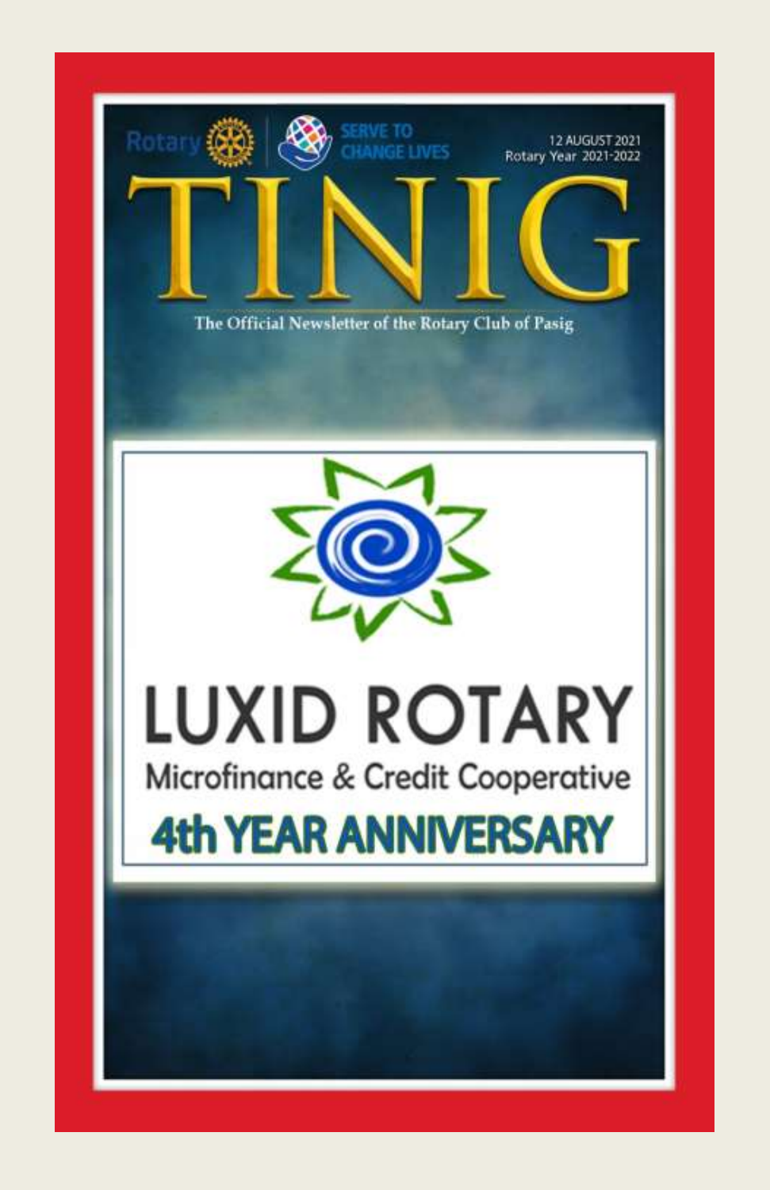Rotary | SERVE TO CHANGE LIVES

12 AUGUST 2021
Rotary Year 2021-2022

# TINIG

The Official Newsletter of the Rotary Club of Pasig

## LUXID ROTARY

Microfinance & Credit Cooperative

## 4th YEAR ANNIVERSARY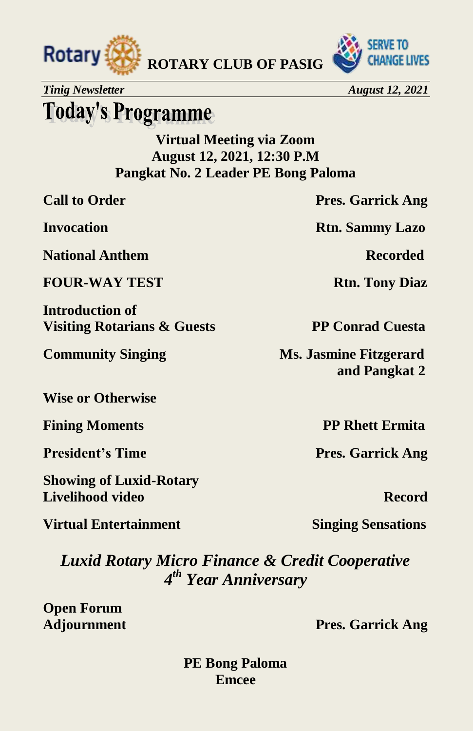# Today's Programme

**Virtual Meeting via Zoom**
**August 12, 2021, 12:30 P.M**
**Pangkat No. 2 Leader PE Bong Paloma**

| | |
|---|---|
| **Call to Order** | **Pres. Garrick Ang** |
| **Invocation** | **Rtn. Sammy Lazo** |
| **National Anthem** | **Recorded** |
| **FOUR-WAY TEST** | **Rtn. Tony Diaz** |
| **Introduction of Visiting Rotarians & Guests** | **PP Conrad Cuesta** |
| **Community Singing** | **Ms. Jasmine Fitzgerard and Pangkat 2** |
| **Wise or Otherwise** | |
| **Fining Moments** | **PP Rhett Ermita** |
| **President's Time** | **Pres. Garrick Ang** |
| **Showing of Luxid-Rotary Livelihood video** | **Record** |
| **Virtual Entertainment** | **Singing Sensations** |

***Luxid Rotary Micro Finance & Credit Cooperative***
***4th Year Anniversary***

| | |
|---|---|
| **Open Forum** | |
| **Adjournment** | **Pres. Garrick Ang** |

**PE Bong Paloma**
**Emcee**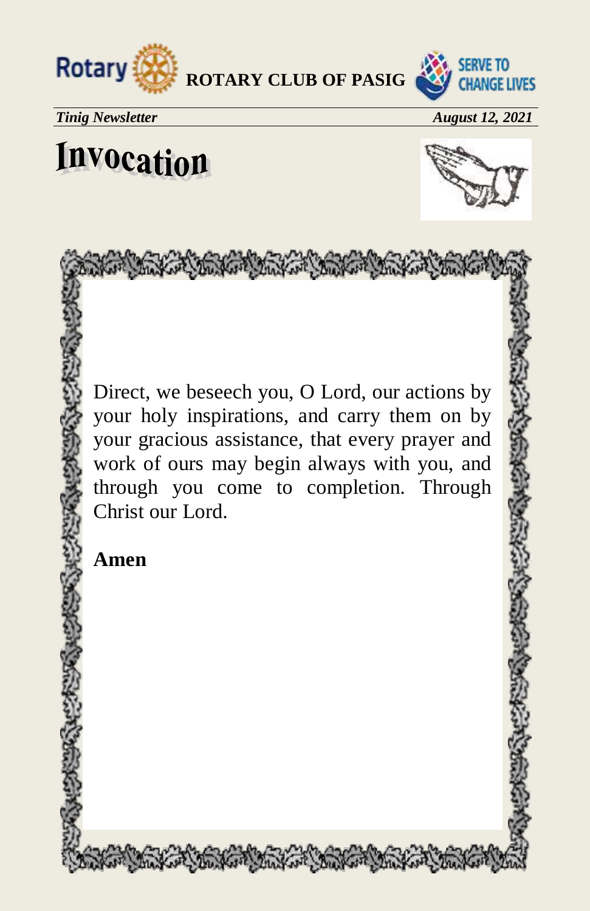# Invocation

Direct, we beseech you, O Lord, our actions by your holy inspirations, and carry them on by your gracious assistance, that every prayer and work of ours may begin always with you, and through you come to completion. Through Christ our Lord.

**Amen**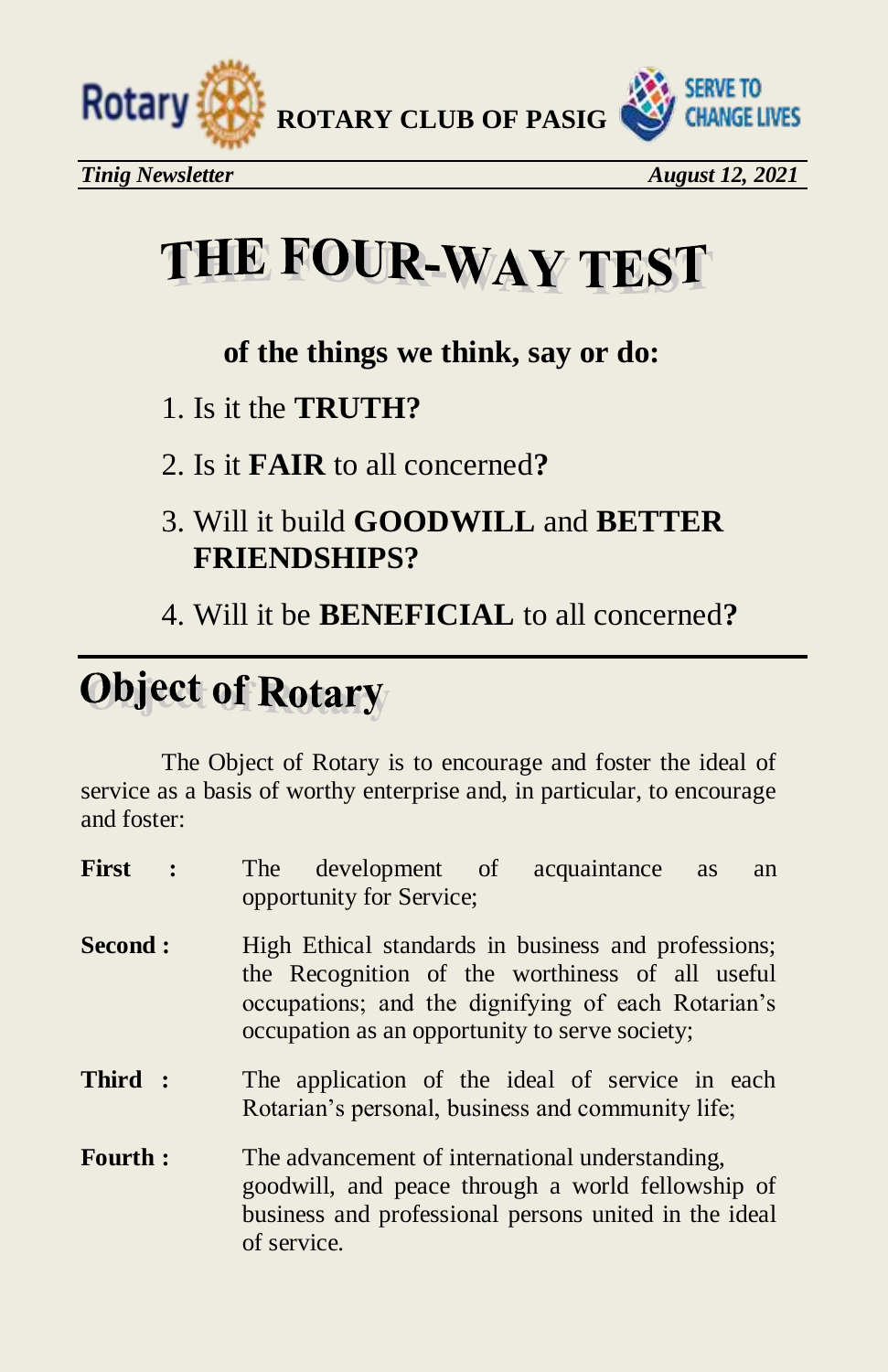# THE FOUR-WAY TEST

**of the things we think, say or do:**

1. Is it the **TRUTH?**
2. Is it **FAIR** to all concerned**?**
3. Will it build **GOODWILL** and **BETTER FRIENDSHIPS?**
4. Will it be **BENEFICIAL** to all concerned**?**

# Object of Rotary

The Object of Rotary is to encourage and foster the ideal of service as a basis of worthy enterprise and, in particular, to encourage and foster:

| | |
|---|---|
| **First :** | The development of acquaintance as an opportunity for Service; |
| **Second :** | High Ethical standards in business and professions; the Recognition of the worthiness of all useful occupations; and the dignifying of each Rotarian's occupation as an opportunity to serve society; |
| **Third :** | The application of the ideal of service in each Rotarian's personal, business and community life; |
| **Fourth :** | The advancement of international understanding, goodwill, and peace through a world fellowship of business and professional persons united in the ideal of service. |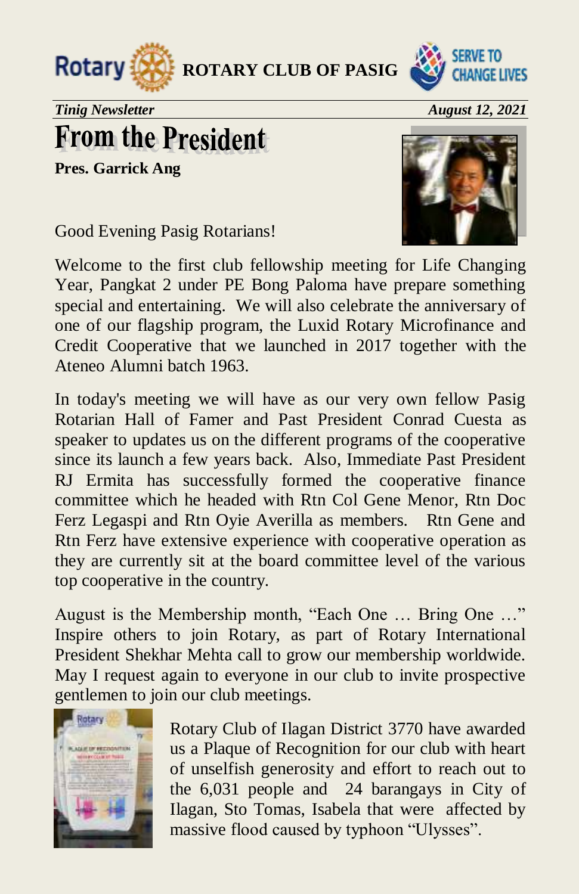# From the President

**Pres. Garrick Ang**

Good Evening Pasig Rotarians!

Welcome to the first club fellowship meeting for Life Changing Year, Pangkat 2 under PE Bong Paloma have prepare something special and entertaining. We will also celebrate the anniversary of one of our flagship program, the Luxid Rotary Microfinance and Credit Cooperative that we launched in 2017 together with the Ateneo Alumni batch 1963.

In today's meeting we will have as our very own fellow Pasig Rotarian Hall of Famer and Past President Conrad Cuesta as speaker to updates us on the different programs of the cooperative since its launch a few years back. Also, Immediate Past President RJ Ermita has successfully formed the cooperative finance committee which he headed with Rtn Col Gene Menor, Rtn Doc Ferz Legaspi and Rtn Oyie Averilla as members. Rtn Gene and Rtn Ferz have extensive experience with cooperative operation as they are currently sit at the board committee level of the various top cooperative in the country.

August is the Membership month, "Each One … Bring One …" Inspire others to join Rotary, as part of Rotary International President Shekhar Mehta call to grow our membership worldwide. May I request again to everyone in our club to invite prospective gentlemen to join our club meetings.

Rotary Club of Ilagan District 3770 have awarded us a Plaque of Recognition for our club with heart of unselfish generosity and effort to reach out to the 6,031 people and 24 barangays in City of Ilagan, Sto Tomas, Isabela that were affected by massive flood caused by typhoon "Ulysses".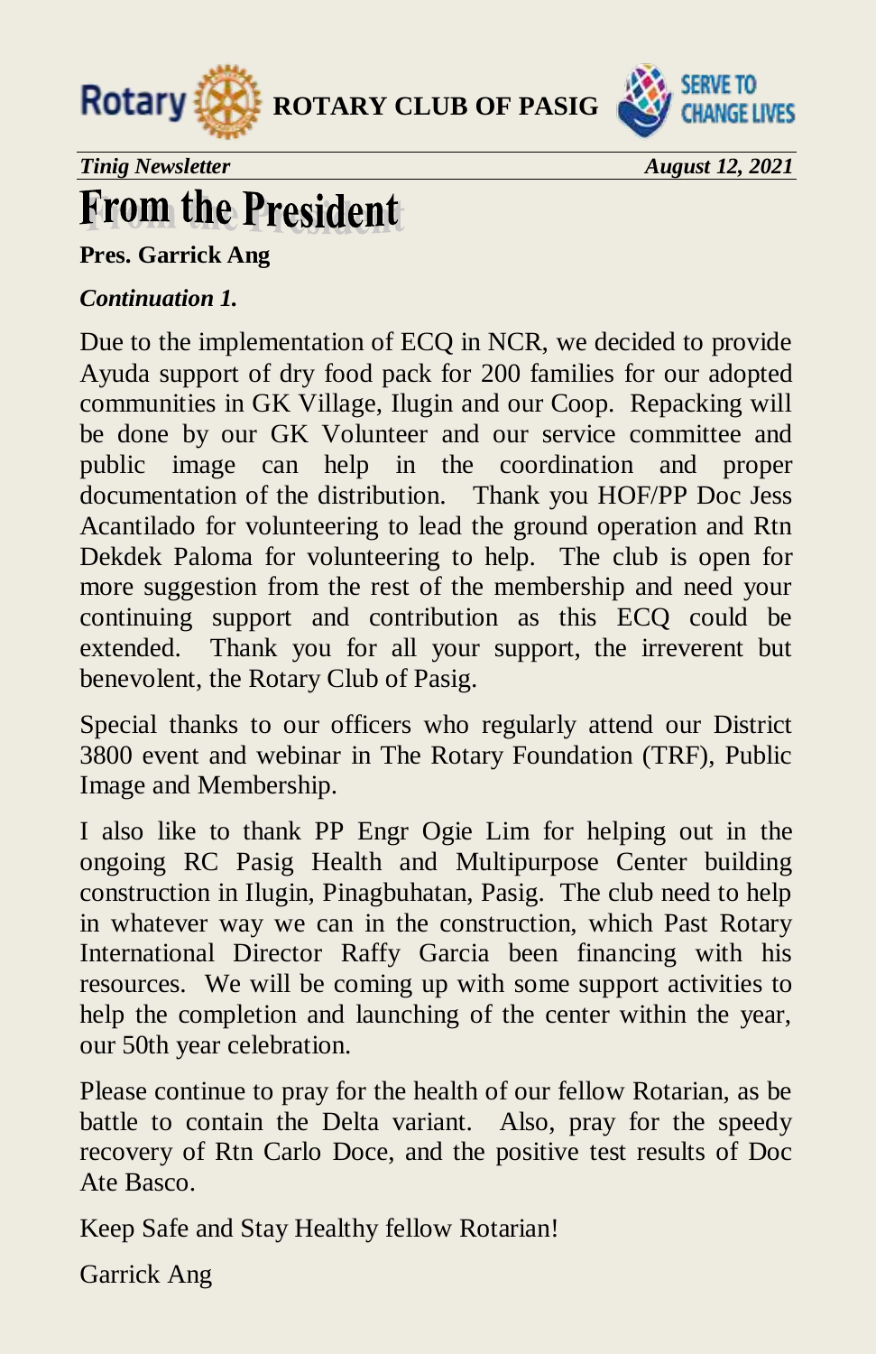# From the President

**Pres. Garrick Ang**

***Continuation 1.***

Due to the implementation of ECQ in NCR, we decided to provide Ayuda support of dry food pack for 200 families for our adopted communities in GK Village, Ilugin and our Coop. Repacking will be done by our GK Volunteer and our service committee and public image can help in the coordination and proper documentation of the distribution. Thank you HOF/PP Doc Jess Acantilado for volunteering to lead the ground operation and Rtn Dekdek Paloma for volunteering to help. The club is open for more suggestion from the rest of the membership and need your continuing support and contribution as this ECQ could be extended. Thank you for all your support, the irreverent but benevolent, the Rotary Club of Pasig.

Special thanks to our officers who regularly attend our District 3800 event and webinar in The Rotary Foundation (TRF), Public Image and Membership.

I also like to thank PP Engr Ogie Lim for helping out in the ongoing RC Pasig Health and Multipurpose Center building construction in Ilugin, Pinagbuhatan, Pasig. The club need to help in whatever way we can in the construction, which Past Rotary International Director Raffy Garcia been financing with his resources. We will be coming up with some support activities to help the completion and launching of the center within the year, our 50th year celebration.

Please continue to pray for the health of our fellow Rotarian, as be battle to contain the Delta variant. Also, pray for the speedy recovery of Rtn Carlo Doce, and the positive test results of Doc Ate Basco.

Keep Safe and Stay Healthy fellow Rotarian!

Garrick Ang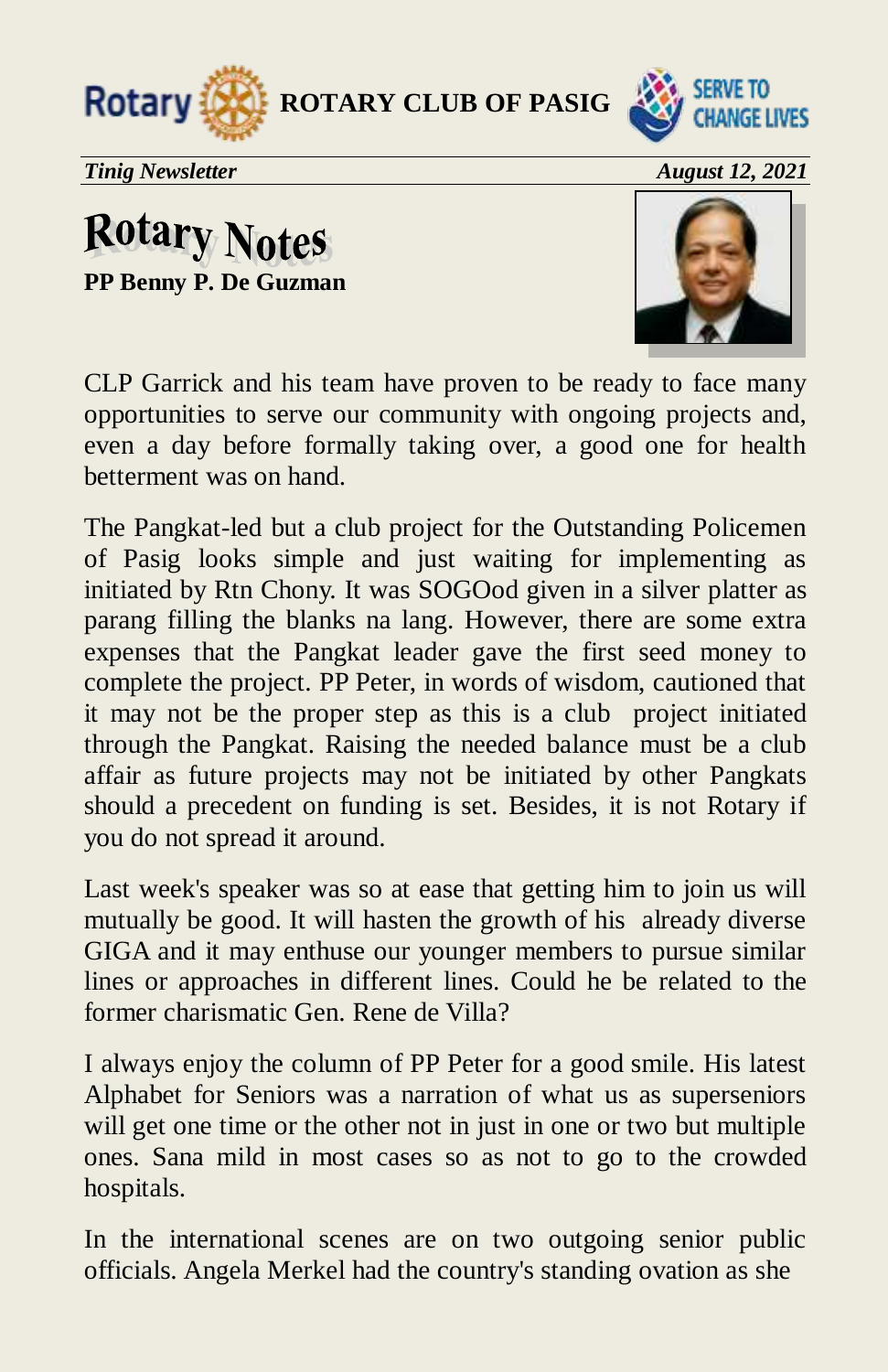# Rotary Notes

**PP Benny P. De Guzman**

CLP Garrick and his team have proven to be ready to face many opportunities to serve our community with ongoing projects and, even a day before formally taking over, a good one for health betterment was on hand.

The Pangkat-led but a club project for the Outstanding Policemen of Pasig looks simple and just waiting for implementing as initiated by Rtn Chony. It was SOGOod given in a silver platter as parang filling the blanks na lang. However, there are some extra expenses that the Pangkat leader gave the first seed money to complete the project. PP Peter, in words of wisdom, cautioned that it may not be the proper step as this is a club project initiated through the Pangkat. Raising the needed balance must be a club affair as future projects may not be initiated by other Pangkats should a precedent on funding is set. Besides, it is not Rotary if you do not spread it around.

Last week's speaker was so at ease that getting him to join us will mutually be good. It will hasten the growth of his already diverse GIGA and it may enthuse our younger members to pursue similar lines or approaches in different lines. Could he be related to the former charismatic Gen. Rene de Villa?

I always enjoy the column of PP Peter for a good smile. His latest Alphabet for Seniors was a narration of what us as superseniors will get one time or the other not in just in one or two but multiple ones. Sana mild in most cases so as not to go to the crowded hospitals.

In the international scenes are on two outgoing senior public officials. Angela Merkel had the country's standing ovation as she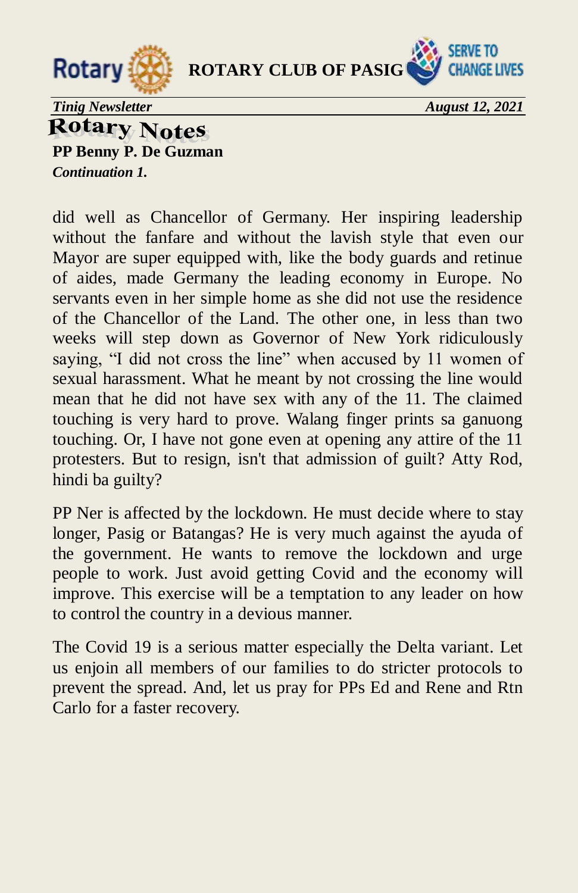## Rotary Notes

**PP Benny P. De Guzman**

***Continuation 1.***

did well as Chancellor of Germany. Her inspiring leadership without the fanfare and without the lavish style that even our Mayor are super equipped with, like the body guards and retinue of aides, made Germany the leading economy in Europe. No servants even in her simple home as she did not use the residence of the Chancellor of the Land. The other one, in less than two weeks will step down as Governor of New York ridiculously saying, “I did not cross the line” when accused by 11 women of sexual harassment. What he meant by not crossing the line would mean that he did not have sex with any of the 11. The claimed touching is very hard to prove. Walang finger prints sa ganuong touching. Or, I have not gone even at opening any attire of the 11 protesters. But to resign, isn't that admission of guilt? Atty Rod, hindi ba guilty?

PP Ner is affected by the lockdown. He must decide where to stay longer, Pasig or Batangas? He is very much against the ayuda of the government. He wants to remove the lockdown and urge people to work. Just avoid getting Covid and the economy will improve. This exercise will be a temptation to any leader on how to control the country in a devious manner.

The Covid 19 is a serious matter especially the Delta variant. Let us enjoin all members of our families to do stricter protocols to prevent the spread. And, let us pray for PPs Ed and Rene and Rtn Carlo for a faster recovery.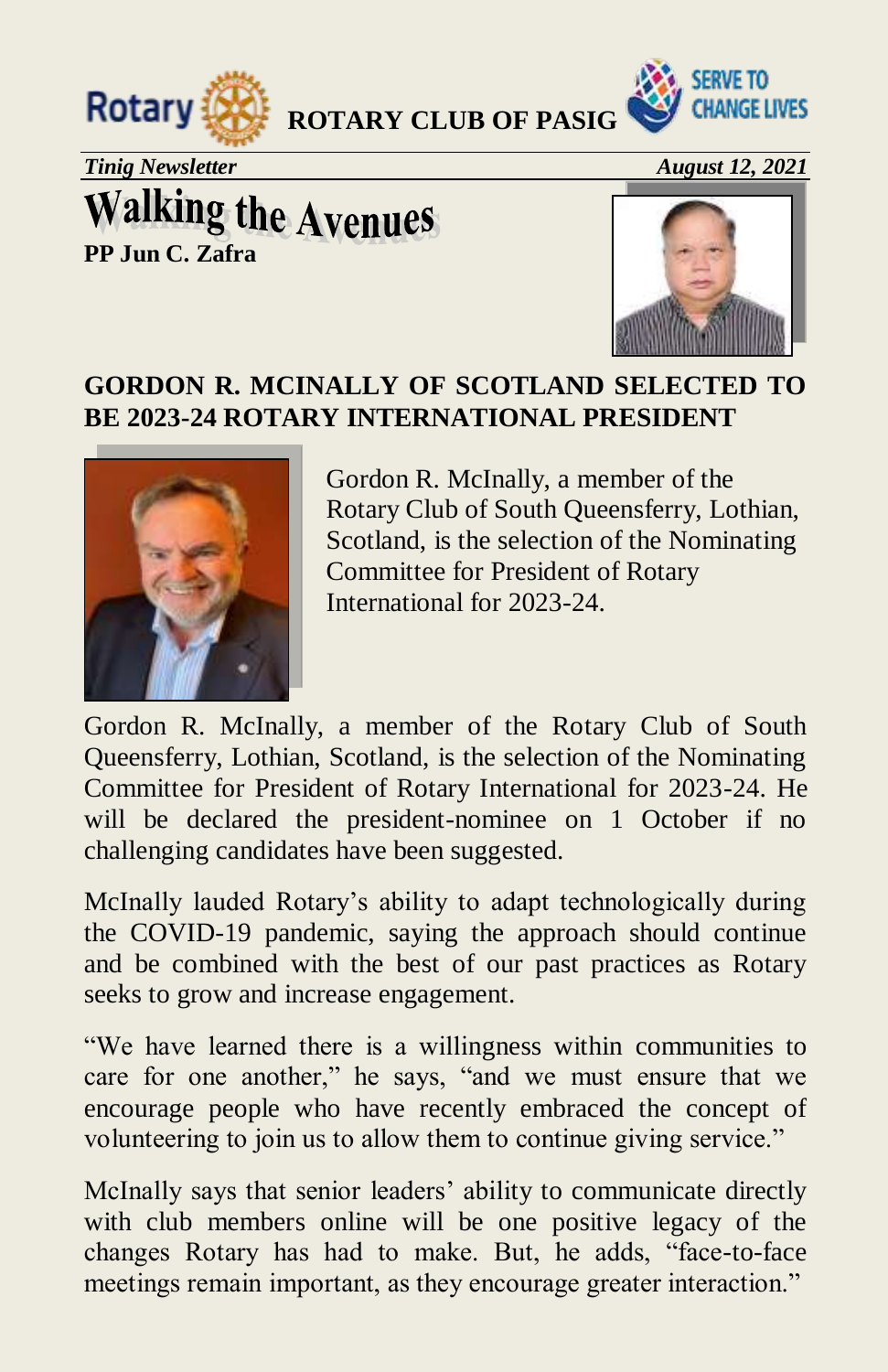ROTARY CLUB OF PASIG

*Tinig Newsletter* *August 12, 2021*

# Walking the Avenues

**PP Jun C. Zafra**

## GORDON R. MCINALLY OF SCOTLAND SELECTED TO BE 2023-24 ROTARY INTERNATIONAL PRESIDENT

Gordon R. McInally, a member of the Rotary Club of South Queensferry, Lothian, Scotland, is the selection of the Nominating Committee for President of Rotary International for 2023-24.

Gordon R. McInally, a member of the Rotary Club of South Queensferry, Lothian, Scotland, is the selection of the Nominating Committee for President of Rotary International for 2023-24. He will be declared the president-nominee on 1 October if no challenging candidates have been suggested.

McInally lauded Rotary's ability to adapt technologically during the COVID-19 pandemic, saying the approach should continue and be combined with the best of our past practices as Rotary seeks to grow and increase engagement.

"We have learned there is a willingness within communities to care for one another," he says, "and we must ensure that we encourage people who have recently embraced the concept of volunteering to join us to allow them to continue giving service."

McInally says that senior leaders' ability to communicate directly with club members online will be one positive legacy of the changes Rotary has had to make. But, he adds, "face-to-face meetings remain important, as they encourage greater interaction."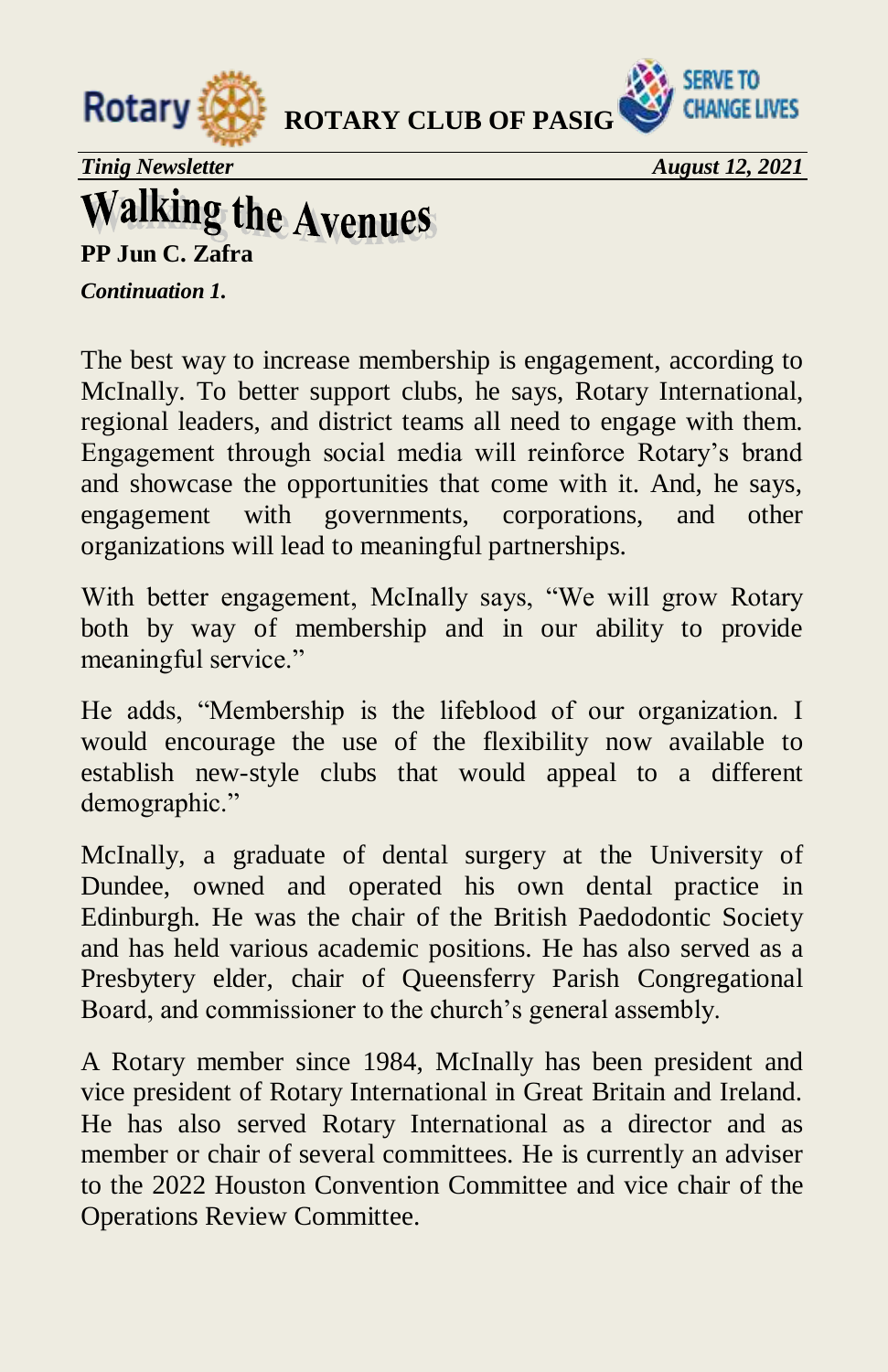# Walking the Avenues

**PP Jun C. Zafra**

***Continuation 1.***

The best way to increase membership is engagement, according to McInally. To better support clubs, he says, Rotary International, regional leaders, and district teams all need to engage with them. Engagement through social media will reinforce Rotary's brand and showcase the opportunities that come with it. And, he says, engagement with governments, corporations, and other organizations will lead to meaningful partnerships.

With better engagement, McInally says, "We will grow Rotary both by way of membership and in our ability to provide meaningful service."

He adds, "Membership is the lifeblood of our organization. I would encourage the use of the flexibility now available to establish new-style clubs that would appeal to a different demographic."

McInally, a graduate of dental surgery at the University of Dundee, owned and operated his own dental practice in Edinburgh. He was the chair of the British Paedodontic Society and has held various academic positions. He has also served as a Presbytery elder, chair of Queensferry Parish Congregational Board, and commissioner to the church's general assembly.

A Rotary member since 1984, McInally has been president and vice president of Rotary International in Great Britain and Ireland. He has also served Rotary International as a director and as member or chair of several committees. He is currently an adviser to the 2022 Houston Convention Committee and vice chair of the Operations Review Committee.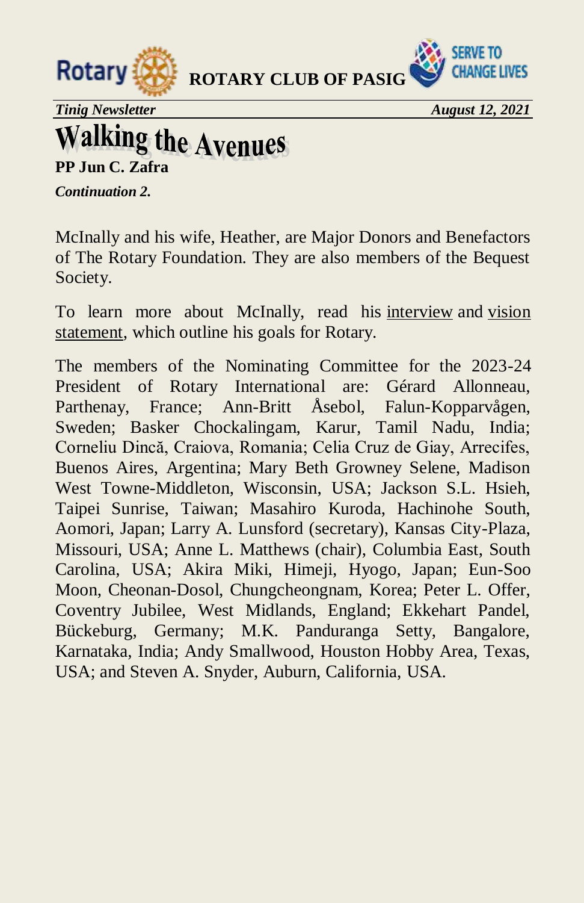# Walking the Avenues

**PP Jun C. Zafra**

***Continuation 2.***

McInally and his wife, Heather, are Major Donors and Benefactors of The Rotary Foundation. They are also members of the Bequest Society.

To learn more about McInally, read his interview and vision statement, which outline his goals for Rotary.

The members of the Nominating Committee for the 2023-24 President of Rotary International are: Gérard Allonneau, Parthenay, France; Ann-Britt Åsebol, Falun-Kopparvågen, Sweden; Basker Chockalingam, Karur, Tamil Nadu, India; Corneliu Dincă, Craiova, Romania; Celia Cruz de Giay, Arrecifes, Buenos Aires, Argentina; Mary Beth Growney Selene, Madison West Towne-Middleton, Wisconsin, USA; Jackson S.L. Hsieh, Taipei Sunrise, Taiwan; Masahiro Kuroda, Hachinohe South, Aomori, Japan; Larry A. Lunsford (secretary), Kansas City-Plaza, Missouri, USA; Anne L. Matthews (chair), Columbia East, South Carolina, USA; Akira Miki, Himeji, Hyogo, Japan; Eun-Soo Moon, Cheonan-Dosol, Chungcheongnam, Korea; Peter L. Offer, Coventry Jubilee, West Midlands, England; Ekkehart Pandel, Bückeburg, Germany; M.K. Panduranga Setty, Bangalore, Karnataka, India; Andy Smallwood, Houston Hobby Area, Texas, USA; and Steven A. Snyder, Auburn, California, USA.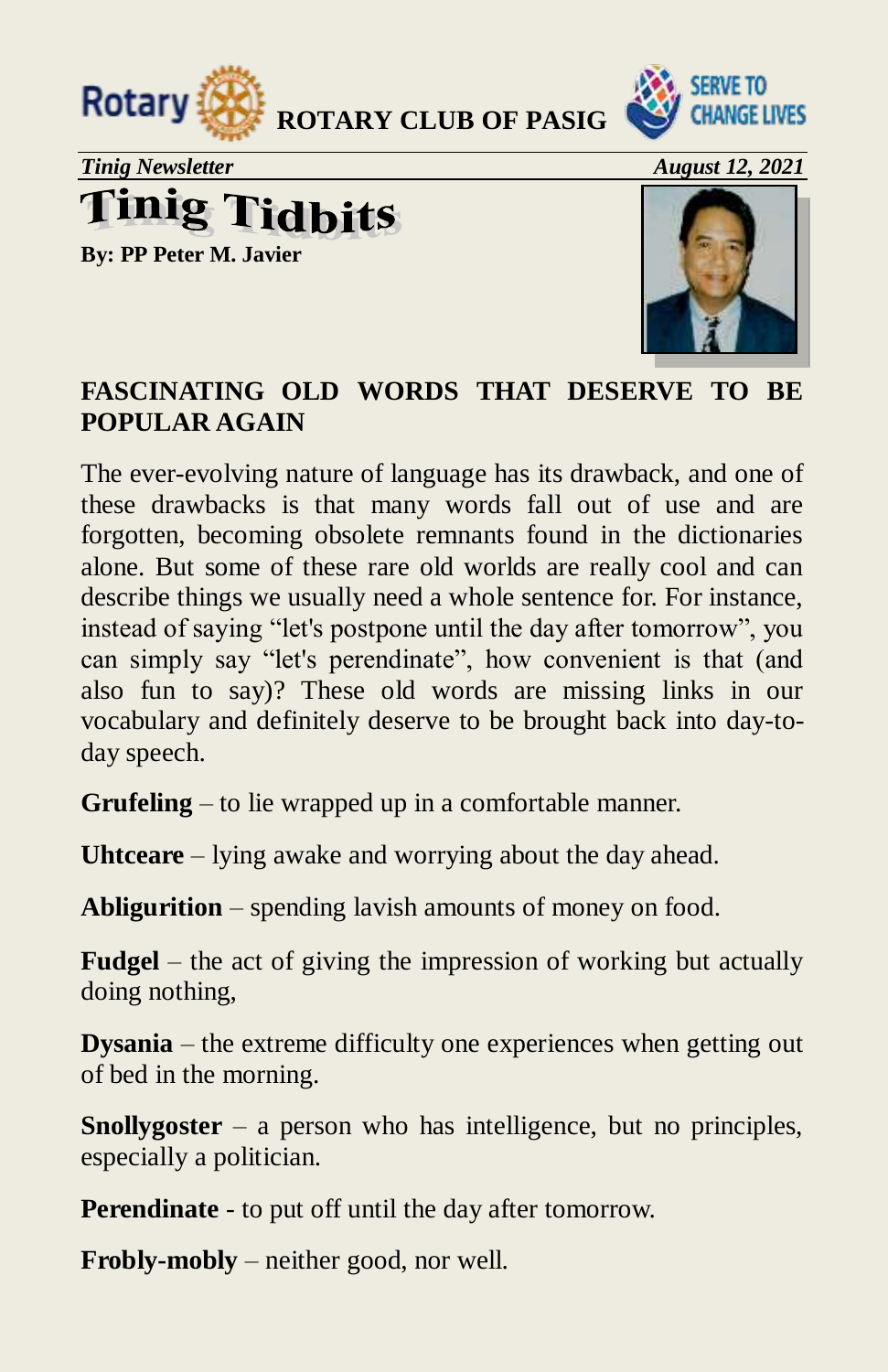**ROTARY CLUB OF PASIG**

SERVE TO CHANGE LIVES

*Tinig Newsletter* *August 12, 2021*

# Tinig Tidbits

**By: PP Peter M. Javier**

## FASCINATING OLD WORDS THAT DESERVE TO BE POPULAR AGAIN

The ever-evolving nature of language has its drawback, and one of these drawbacks is that many words fall out of use and are forgotten, becoming obsolete remnants found in the dictionaries alone. But some of these rare old worlds are really cool and can describe things we usually need a whole sentence for. For instance, instead of saying "let's postpone until the day after tomorrow", you can simply say "let's perendinate", how convenient is that (and also fun to say)? These old words are missing links in our vocabulary and definitely deserve to be brought back into day-to-day speech.

**Grufeling** – to lie wrapped up in a comfortable manner.

**Uhtceare** – lying awake and worrying about the day ahead.

**Abligurition** – spending lavish amounts of money on food.

**Fudgel** – the act of giving the impression of working but actually doing nothing,

**Dysania** – the extreme difficulty one experiences when getting out of bed in the morning.

**Snollygoster** – a person who has intelligence, but no principles, especially a politician.

**Perendinate** - to put off until the day after tomorrow.

**Frobly-mobly** – neither good, nor well.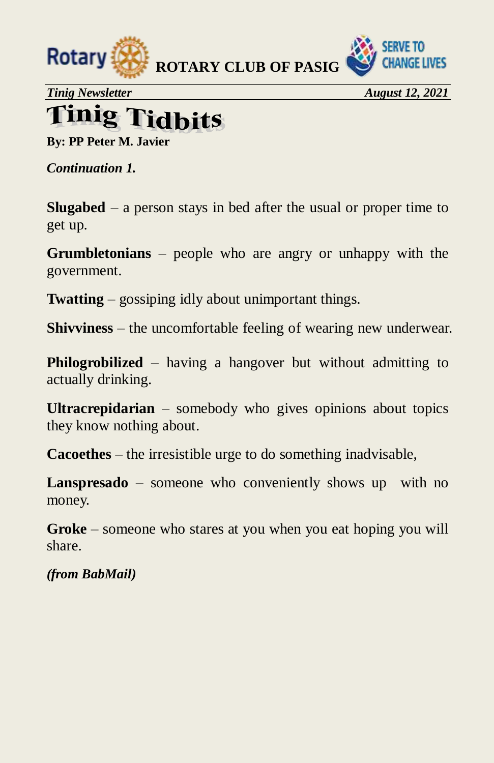# Tinig Tidbits

**By: PP Peter M. Javier**

***Continuation 1.***

**Slugabed** – a person stays in bed after the usual or proper time to get up.

**Grumbletonians** – people who are angry or unhappy with the government.

**Twatting** – gossiping idly about unimportant things.

**Shivviness** – the uncomfortable feeling of wearing new underwear.

**Philogrobilized** – having a hangover but without admitting to actually drinking.

**Ultracrepidarian** – somebody who gives opinions about topics they know nothing about.

**Cacoethes** – the irresistible urge to do something inadvisable,

**Lanspresado** – someone who conveniently shows up with no money.

**Groke** – someone who stares at you when you eat hoping you will share.

***(from BabMail)***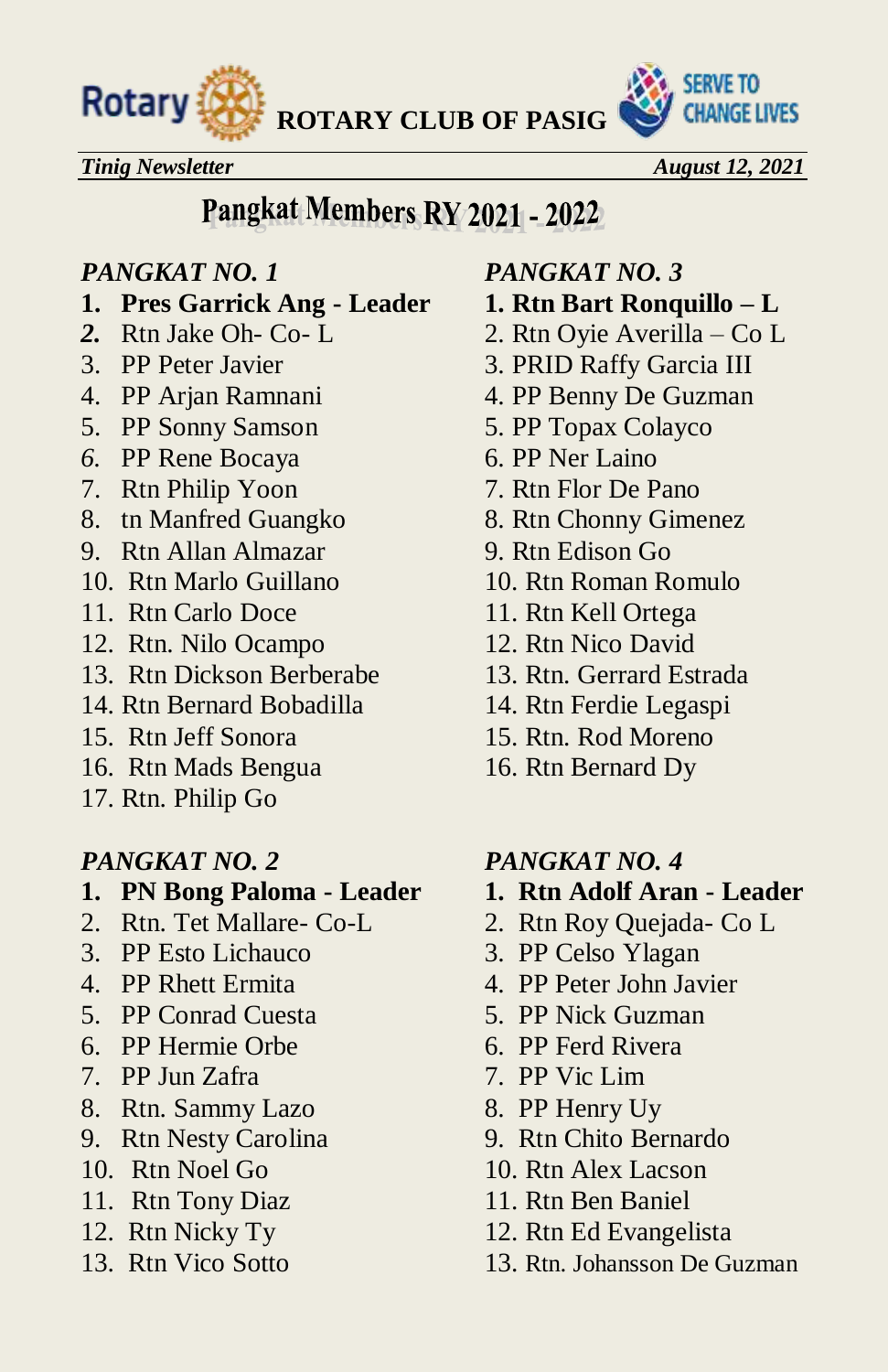# Pangkat Members RY 2021 - 2022

### *PANGKAT NO. 1*

1. **Pres Garrick Ang - Leader**
2. Rtn Jake Oh- Co- L
3. PP Peter Javier
4. PP Arjan Ramnani
5. PP Sonny Samson
6. PP Rene Bocaya
7. Rtn Philip Yoon
8. tn Manfred Guangko
9. Rtn Allan Almazar
10. Rtn Marlo Guillano
11. Rtn Carlo Doce
12. Rtn. Nilo Ocampo
13. Rtn Dickson Berberabe
14. Rtn Bernard Bobadilla
15. Rtn Jeff Sonora
16. Rtn Mads Bengua
17. Rtn. Philip Go

### *PANGKAT NO. 2*

1. **PN Bong Paloma - Leader**
2. Rtn. Tet Mallare- Co-L
3. PP Esto Lichauco
4. PP Rhett Ermita
5. PP Conrad Cuesta
6. PP Hermie Orbe
7. PP Jun Zafra
8. Rtn. Sammy Lazo
9. Rtn Nesty Carolina
10. Rtn Noel Go
11. Rtn Tony Diaz
12. Rtn Nicky Ty
13. Rtn Vico Sotto

### *PANGKAT NO. 3*

1. **Rtn Bart Ronquillo – L**
2. Rtn Oyie Averilla – Co L
3. PRID Raffy Garcia III
4. PP Benny De Guzman
5. PP Topax Colayco
6. PP Ner Laino
7. Rtn Flor De Pano
8. Rtn Chonny Gimenez
9. Rtn Edison Go
10. Rtn Roman Romulo
11. Rtn Kell Ortega
12. Rtn Nico David
13. Rtn. Gerrard Estrada
14. Rtn Ferdie Legaspi
15. Rtn. Rod Moreno
16. Rtn Bernard Dy

### *PANGKAT NO. 4*

1. **Rtn Adolf Aran - Leader**
2. Rtn Roy Quejada- Co L
3. PP Celso Ylagan
4. PP Peter John Javier
5. PP Nick Guzman
6. PP Ferd Rivera
7. PP Vic Lim
8. PP Henry Uy
9. Rtn Chito Bernardo
10. Rtn Alex Lacson
11. Rtn Ben Baniel
12. Rtn Ed Evangelista
13. Rtn. Johansson De Guzman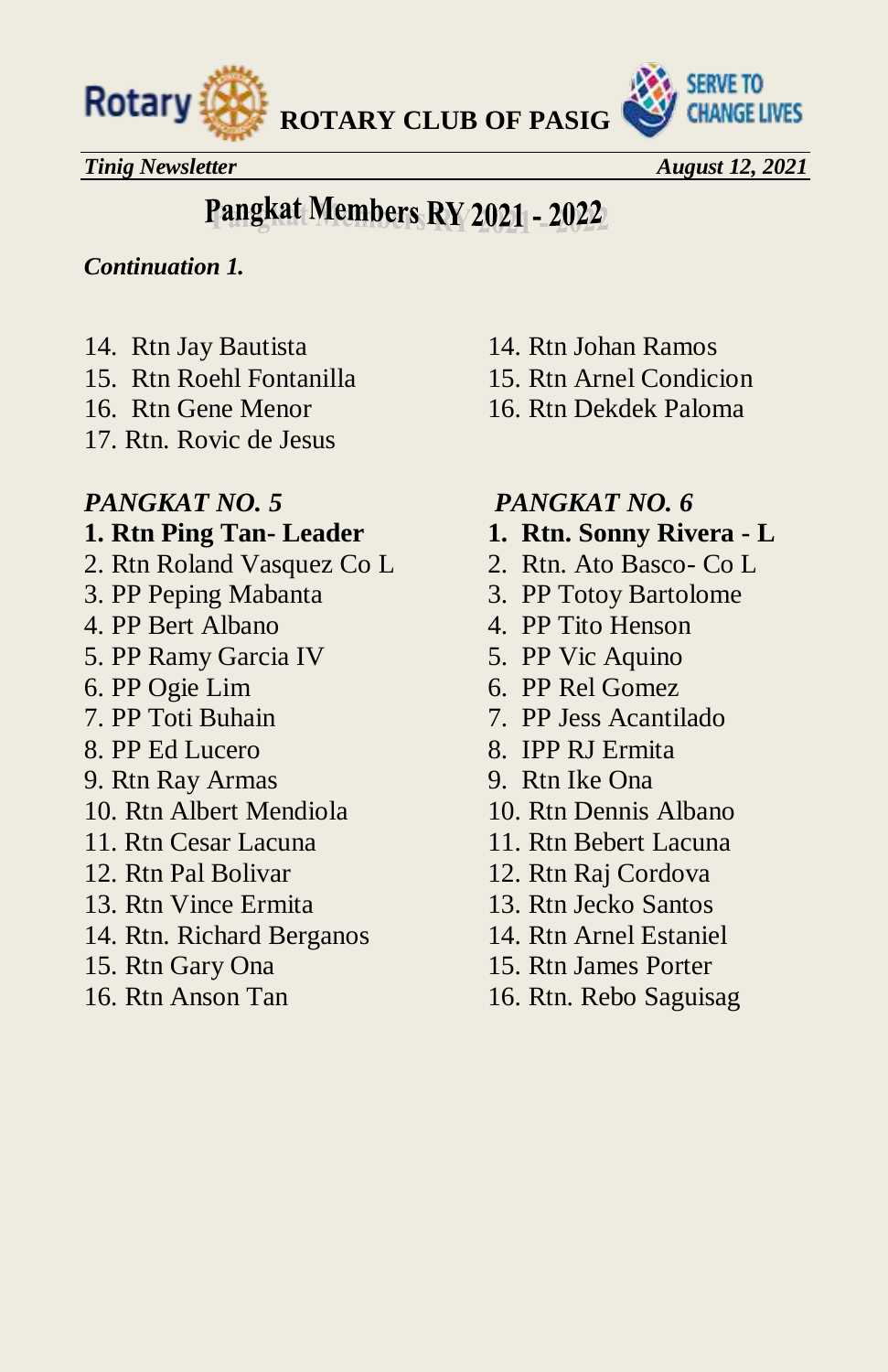# Pangkat Members RY 2021 - 2022

***Continuation 1.***

14. Rtn Jay Bautista
15. Rtn Roehl Fontanilla
16. Rtn Gene Menor
17. Rtn. Rovic de Jesus

14. Rtn Johan Ramos
15. Rtn Arnel Condicion
16. Rtn Dekdek Paloma

### *PANGKAT NO. 5*

1. **Rtn Ping Tan- Leader**
2. Rtn Roland Vasquez Co L
3. PP Peping Mabanta
4. PP Bert Albano
5. PP Ramy Garcia IV
6. PP Ogie Lim
7. PP Toti Buhain
8. PP Ed Lucero
9. Rtn Ray Armas
10. Rtn Albert Mendiola
11. Rtn Cesar Lacuna
12. Rtn Pal Bolivar
13. Rtn Vince Ermita
14. Rtn. Richard Berganos
15. Rtn Gary Ona
16. Rtn Anson Tan

### *PANGKAT NO. 6*

1. **Rtn. Sonny Rivera - L**
2. Rtn. Ato Basco- Co L
3. PP Totoy Bartolome
4. PP Tito Henson
5. PP Vic Aquino
6. PP Rel Gomez
7. PP Jess Acantilado
8. IPP RJ Ermita
9. Rtn Ike Ona
10. Rtn Dennis Albano
11. Rtn Bebert Lacuna
12. Rtn Raj Cordova
13. Rtn Jecko Santos
14. Rtn Arnel Estaniel
15. Rtn James Porter
16. Rtn. Rebo Saguisag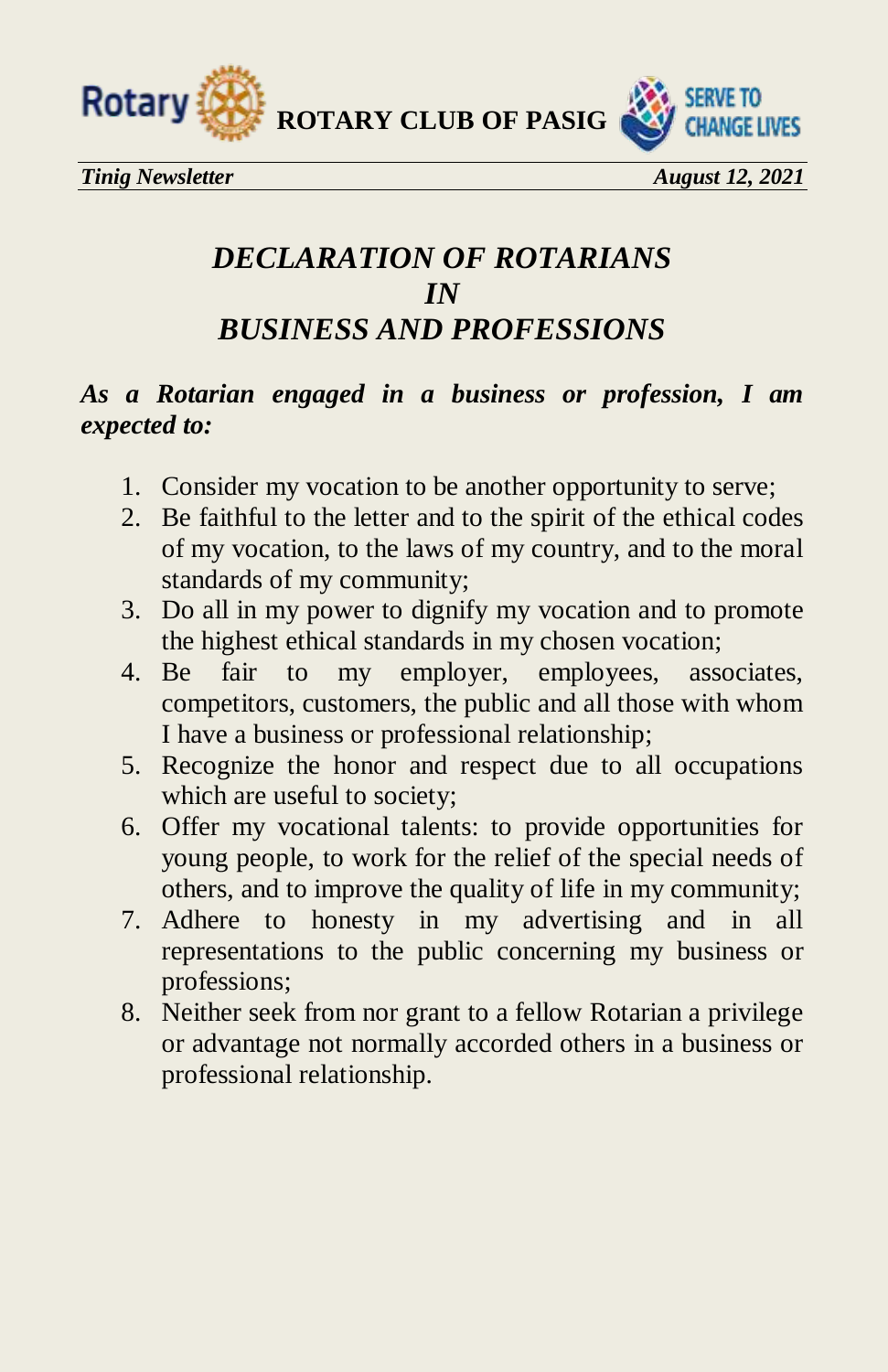# *DECLARATION OF ROTARIANS IN BUSINESS AND PROFESSIONS*

***As a Rotarian engaged in a business or profession, I am expected to:***

1. Consider my vocation to be another opportunity to serve;
2. Be faithful to the letter and to the spirit of the ethical codes of my vocation, to the laws of my country, and to the moral standards of my community;
3. Do all in my power to dignify my vocation and to promote the highest ethical standards in my chosen vocation;
4. Be fair to my employer, employees, associates, competitors, customers, the public and all those with whom I have a business or professional relationship;
5. Recognize the honor and respect due to all occupations which are useful to society;
6. Offer my vocational talents: to provide opportunities for young people, to work for the relief of the special needs of others, and to improve the quality of life in my community;
7. Adhere to honesty in my advertising and in all representations to the public concerning my business or professions;
8. Neither seek from nor grant to a fellow Rotarian a privilege or advantage not normally accorded others in a business or professional relationship.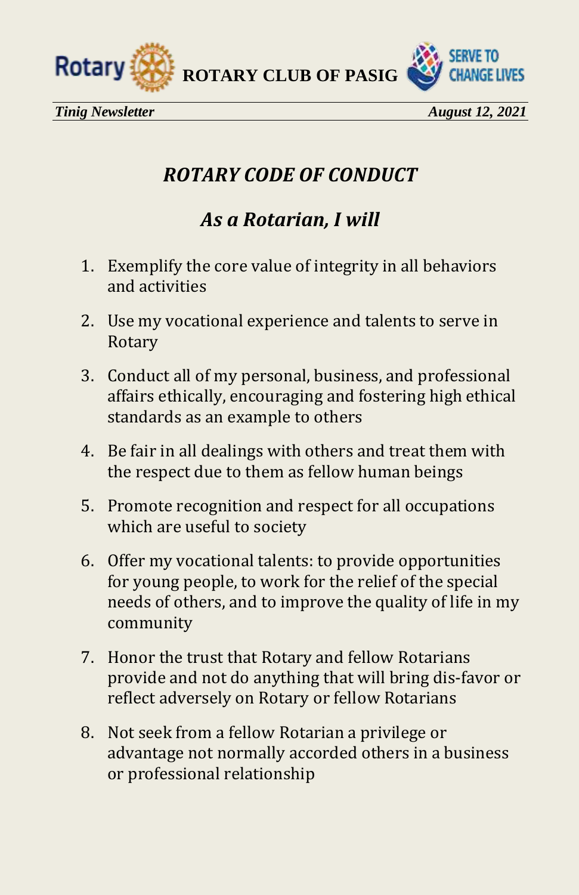# *ROTARY CODE OF CONDUCT*

## *As a Rotarian, I will*

1. Exemplify the core value of integrity in all behaviors and activities

2. Use my vocational experience and talents to serve in Rotary

3. Conduct all of my personal, business, and professional affairs ethically, encouraging and fostering high ethical standards as an example to others

4. Be fair in all dealings with others and treat them with the respect due to them as fellow human beings

5. Promote recognition and respect for all occupations which are useful to society

6. Offer my vocational talents: to provide opportunities for young people, to work for the relief of the special needs of others, and to improve the quality of life in my community

7. Honor the trust that Rotary and fellow Rotarians provide and not do anything that will bring dis-favor or reflect adversely on Rotary or fellow Rotarians

8. Not seek from a fellow Rotarian a privilege or advantage not normally accorded others in a business or professional relationship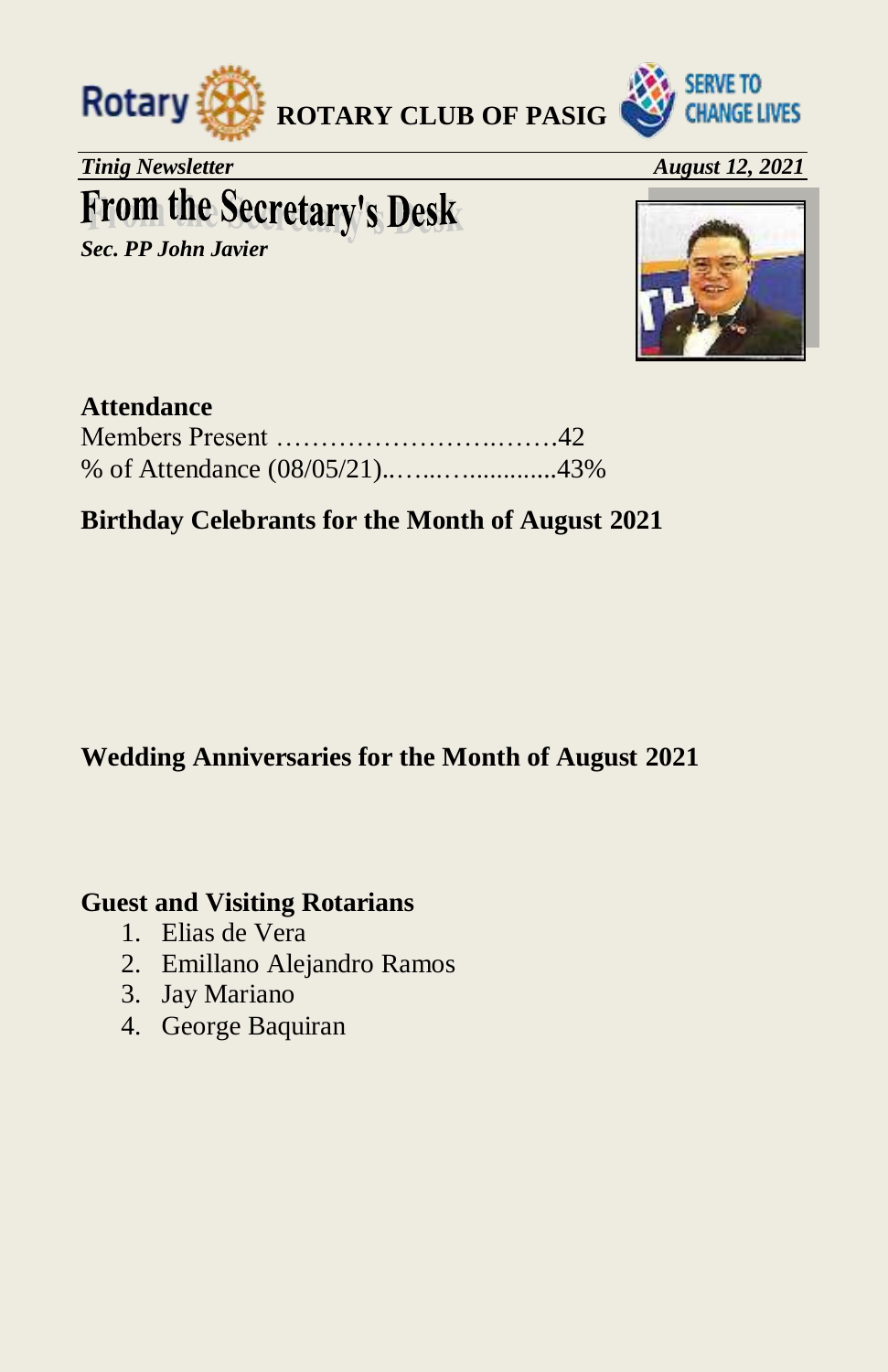**ROTARY CLUB OF PASIG**

*Tinig Newsletter* *August 12, 2021*

# From the Secretary's Desk

***Sec. PP John Javier***

**Attendance**

Members Present ………………………..…….42

% of Attendance (08/05/21)..…...…..............43%

**Birthday Celebrants for the Month of August 2021**

**Wedding Anniversaries for the Month of August 2021**

**Guest and Visiting Rotarians**

1. Elias de Vera
2. Emillano Alejandro Ramos
3. Jay Mariano
4. George Baquiran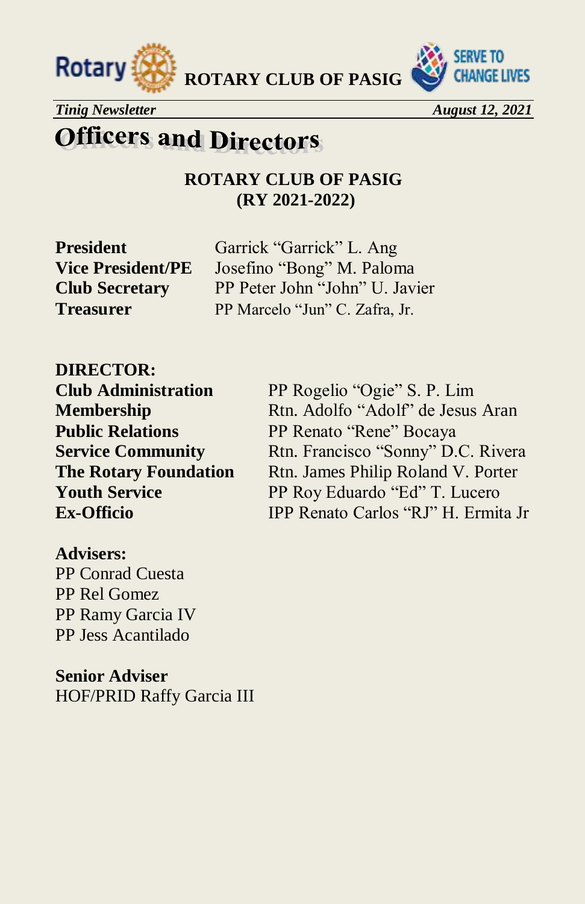# Officers and Directors

**ROTARY CLUB OF PASIG**
**(RY 2021-2022)**

| | |
|---|---|
| **President** | Garrick "Garrick" L. Ang |
| **Vice President/PE** | Josefino "Bong" M. Paloma |
| **Club Secretary** | PP Peter John "John" U. Javier |
| **Treasurer** | PP Marcelo "Jun" C. Zafra, Jr. |

**DIRECTOR:**

| | |
|---|---|
| **Club Administration** | PP Rogelio "Ogie" S. P. Lim |
| **Membership** | Rtn. Adolfo "Adolf" de Jesus Aran |
| **Public Relations** | PP Renato "Rene" Bocaya |
| **Service Community** | Rtn. Francisco "Sonny" D.C. Rivera |
| **The Rotary Foundation** | Rtn. James Philip Roland V. Porter |
| **Youth Service** | PP Roy Eduardo "Ed" T. Lucero |
| **Ex-Officio** | IPP Renato Carlos "RJ" H. Ermita Jr |

**Advisers:**
PP Conrad Cuesta
PP Rel Gomez
PP Ramy Garcia IV
PP Jess Acantilado

**Senior Adviser**
HOF/PRID Raffy Garcia III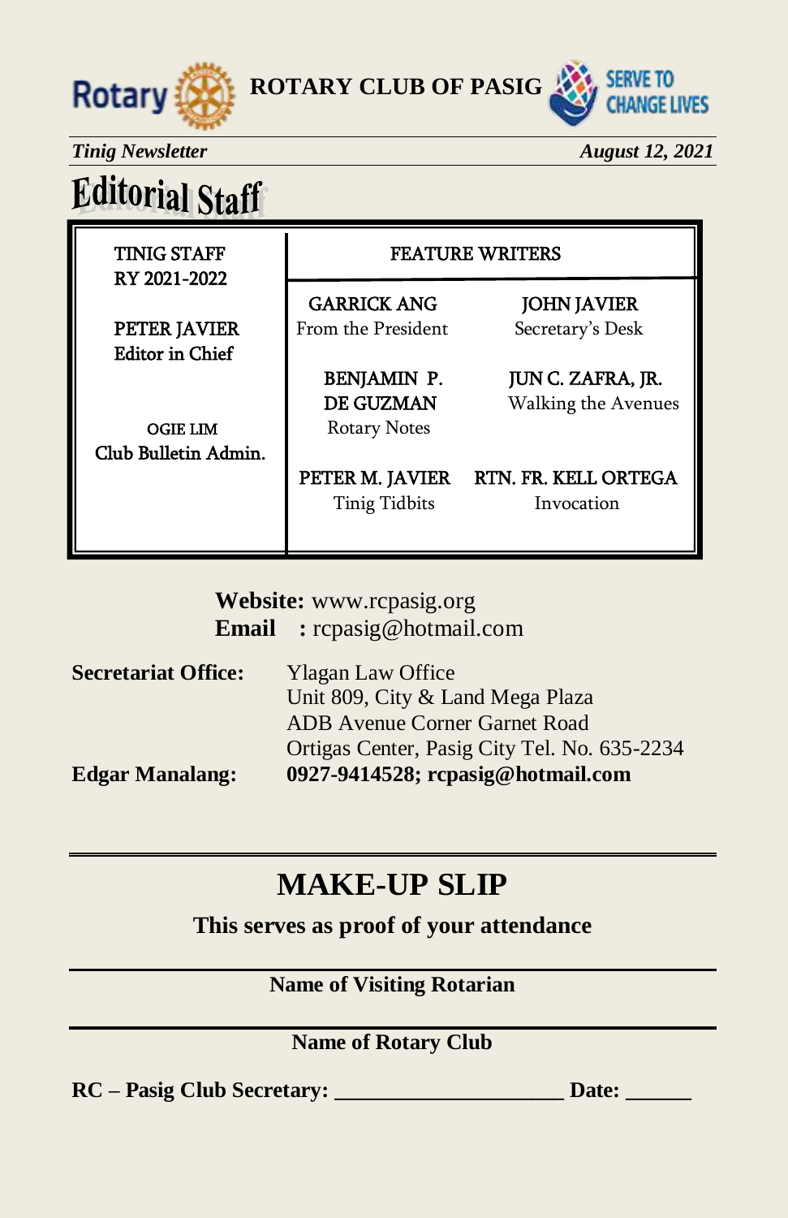**ROTARY CLUB OF PASIG**

*Tinig Newsletter* *August 12, 2021*

# Editorial Staff

| TINIG STAFF RY 2021-2022 | FEATURE WRITERS | |
|---|---|---|
| PETER JAVIER<br>Editor in Chief | GARRICK ANG<br>From the President | JOHN JAVIER<br>Secretary's Desk |
| OGIE LIM<br>Club Bulletin Admin. | BENJAMIN P. DE GUZMAN<br>Rotary Notes | JUN C. ZAFRA, JR.<br>Walking the Avenues |
| | PETER M. JAVIER<br>Tinig Tidbits | RTN. FR. KELL ORTEGA<br>Invocation |

**Website:** www.rcpasig.org
**Email** **:** rcpasig@hotmail.com

**Secretariat Office:** Ylagan Law Office
Unit 809, City & Land Mega Plaza
ADB Avenue Corner Garnet Road
Ortigas Center, Pasig City Tel. No. 635-2234

**Edgar Manalang:** **0927-9414528; rcpasig@hotmail.com**

---

## MAKE-UP SLIP

**This serves as proof of your attendance**

---

**Name of Visiting Rotarian**

---

**Name of Rotary Club**

**RC – Pasig Club Secretary: ____________________ Date: ______**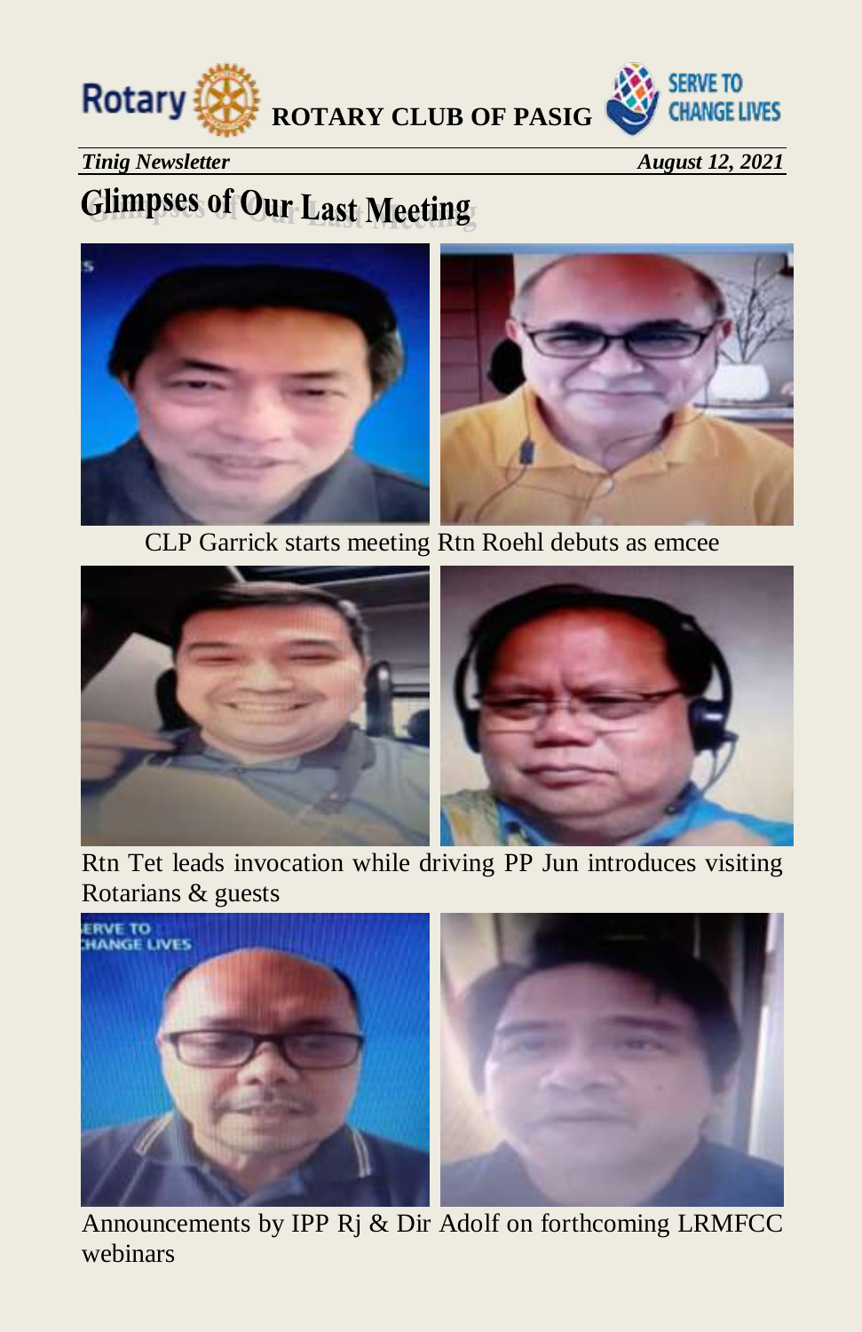# Glimpses of Our Last Meeting

CLP Garrick starts meeting Rtn Roehl debuts as emcee

Rtn Tet leads invocation while driving PP Jun introduces visiting Rotarians & guests

Announcements by IPP Rj & Dir Adolf on forthcoming LRMFCC webinars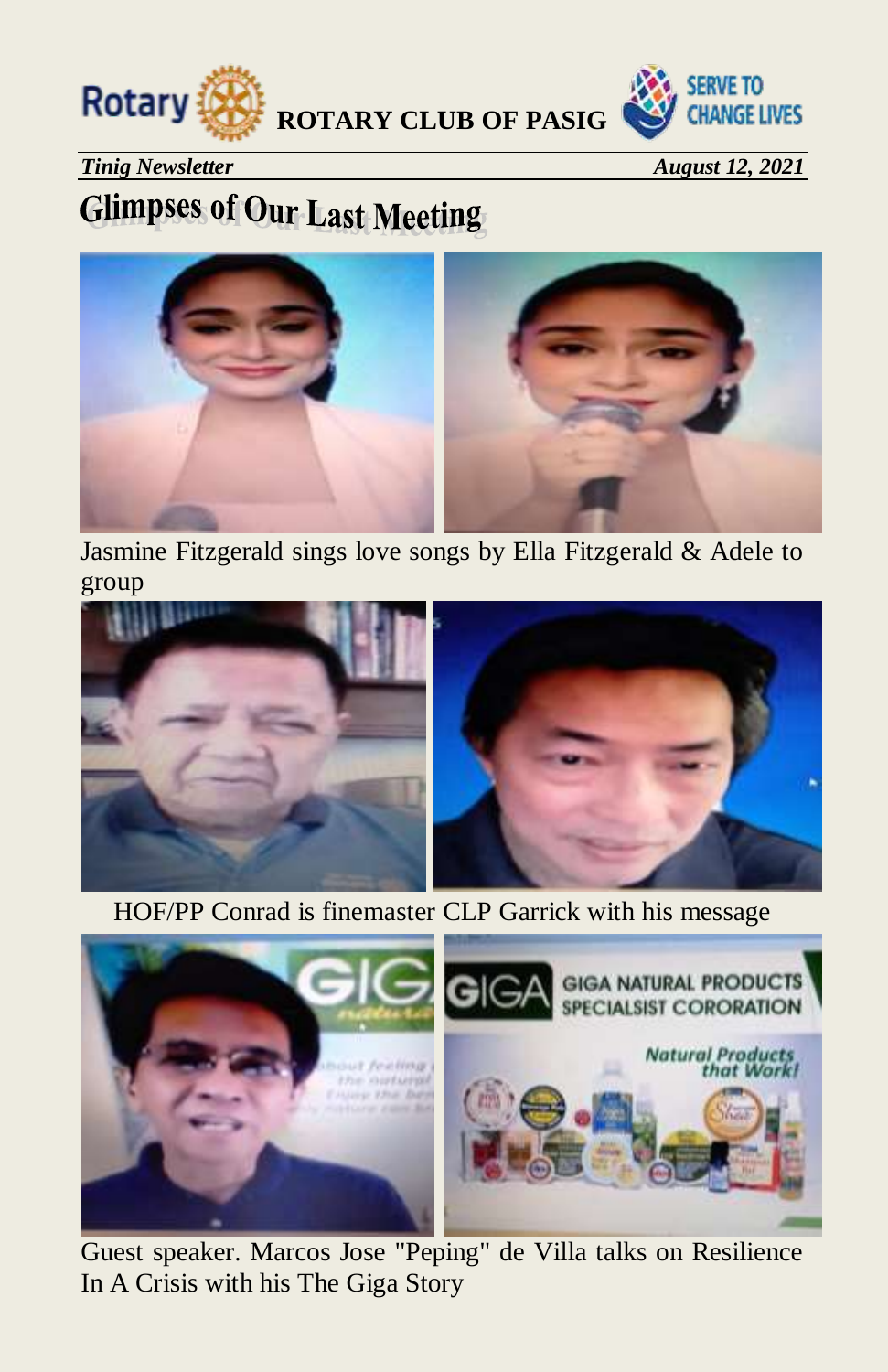# Glimpses of Our Last Meeting

Jasmine Fitzgerald sings love songs by Ella Fitzgerald & Adele to group

HOF/PP Conrad is finemaster CLP Garrick with his message

Guest speaker. Marcos Jose "Peping" de Villa talks on Resilience In A Crisis with his The Giga Story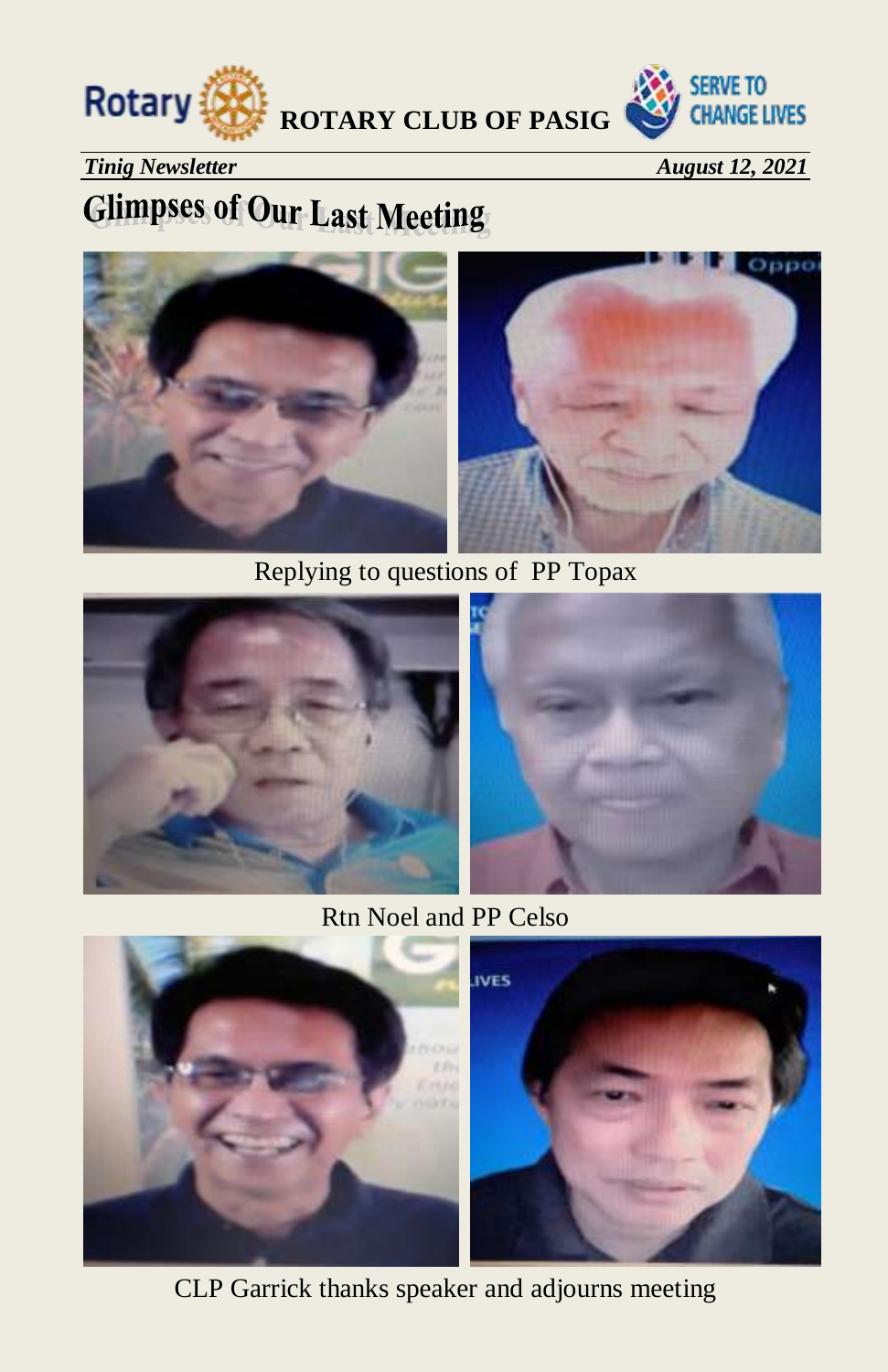# Glimpses of Our Last Meeting

Replying to questions of PP Topax

Rtn Noel and PP Celso

CLP Garrick thanks speaker and adjourns meeting